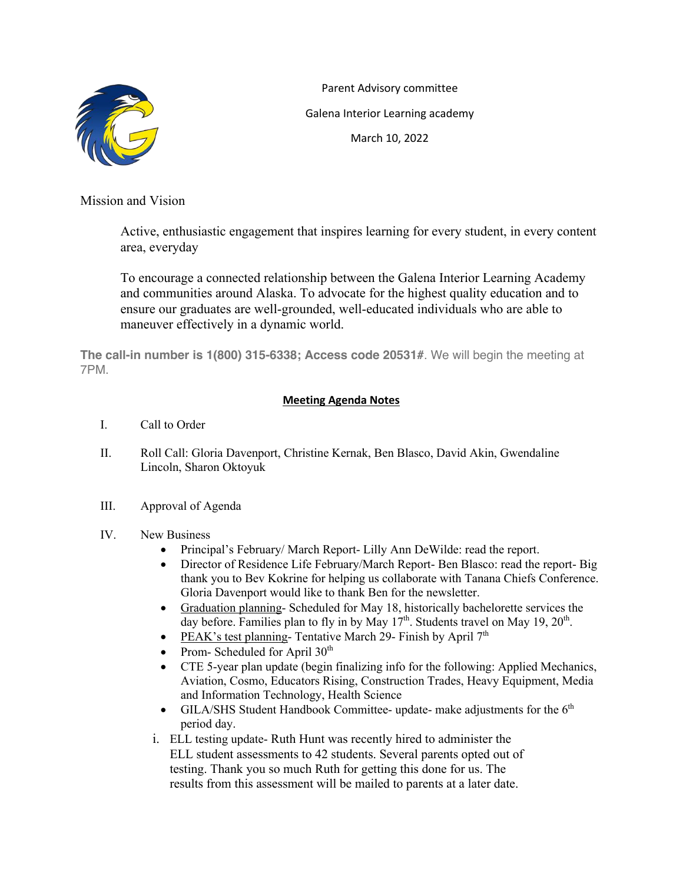Parent Advisory committee

Galena Interior Learning academy

March 10, 2022

Mission and Vision

Active, enthusiastic engagement that inspires learning for every student, in every content area, everyday

To encourage a connected relationship between the Galena Interior Learning Academy and communities around Alaska. To advocate for the highest quality education and to ensure our graduates are well-grounded, well-educated individuals who are able to maneuver effectively in a dynamic world.

**The call-in number is 1(800) 315-6338; Access code 20531#**. We will begin the meeting at 7PM.

## Meeting Agenda Notes

I. Call to Order

II. Roll Call: Gloria Davenport, Christine Kernak, Ben Blasco, David Akin, Gwendaline Lincoln, Sharon Oktoyuk

III. Approval of Agenda

IV. New Business

- Principal's February/ March Report- Lilly Ann DeWilde: read the report.
- Director of Residence Life February/March Report- Ben Blasco: read the report- Big thank you to Bev Kokrine for helping us collaborate with Tanana Chiefs Conference. Gloria Davenport would like to thank Ben for the newsletter.
- Graduation planning- Scheduled for May 18, historically bachelorette services the day before. Families plan to fly in by May 17th. Students travel on May 19, 20th.
- PEAK's test planning- Tentative March 29- Finish by April 7th
- Prom- Scheduled for April 30th
- CTE 5-year plan update (begin finalizing info for the following: Applied Mechanics, Aviation, Cosmo, Educators Rising, Construction Trades, Heavy Equipment, Media and Information Technology, Health Science
- GILA/SHS Student Handbook Committee- update- make adjustments for the 6th period day.

i. ELL testing update- Ruth Hunt was recently hired to administer the ELL student assessments to 42 students. Several parents opted out of testing. Thank you so much Ruth for getting this done for us. The results from this assessment will be mailed to parents at a later date.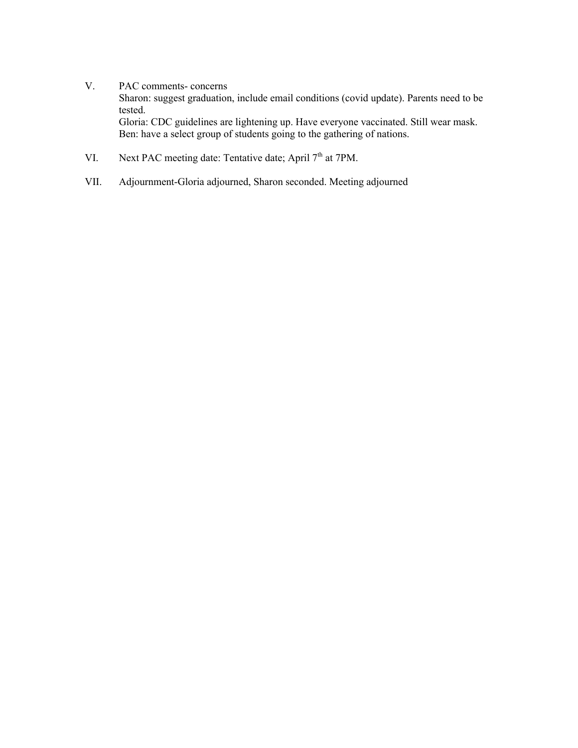V. PAC comments- concerns
   Sharon: suggest graduation, include email conditions (covid update). Parents need to be tested.
   Gloria: CDC guidelines are lightening up. Have everyone vaccinated. Still wear mask.
   Ben: have a select group of students going to the gathering of nations.

VI. Next PAC meeting date: Tentative date; April 7th at 7PM.

VII. Adjournment-Gloria adjourned, Sharon seconded. Meeting adjourned